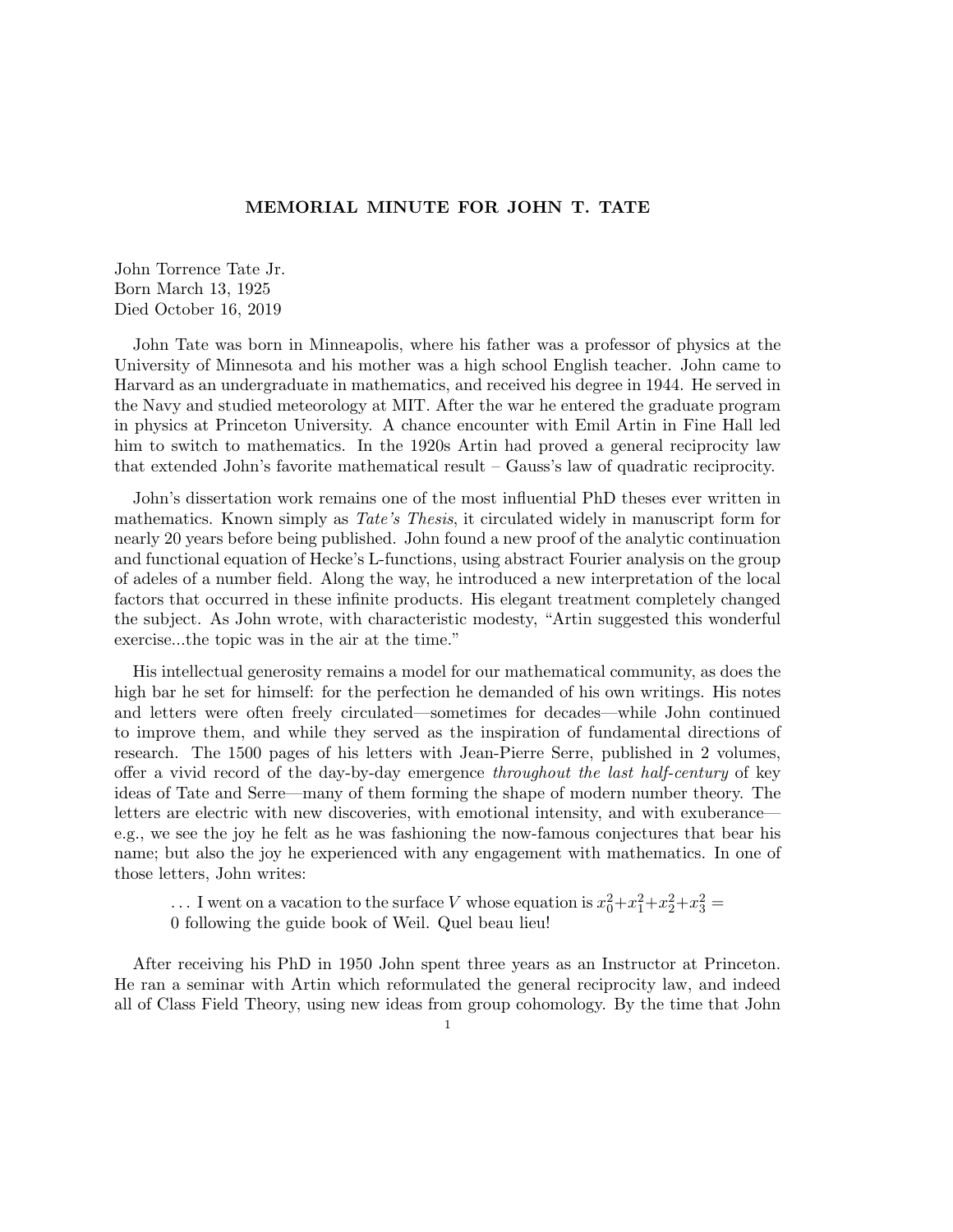# MEMORIAL MINUTE FOR JOHN T. TATE

John Torrence Tate Jr.
Born March 13, 1925
Died October 16, 2019

John Tate was born in Minneapolis, where his father was a professor of physics at the University of Minnesota and his mother was a high school English teacher. John came to Harvard as an undergraduate in mathematics, and received his degree in 1944. He served in the Navy and studied meteorology at MIT. After the war he entered the graduate program in physics at Princeton University. A chance encounter with Emil Artin in Fine Hall led him to switch to mathematics. In the 1920s Artin had proved a general reciprocity law that extended John's favorite mathematical result – Gauss's law of quadratic reciprocity.

John's dissertation work remains one of the most influential PhD theses ever written in mathematics. Known simply as *Tate's Thesis*, it circulated widely in manuscript form for nearly 20 years before being published. John found a new proof of the analytic continuation and functional equation of Hecke's L-functions, using abstract Fourier analysis on the group of adeles of a number field. Along the way, he introduced a new interpretation of the local factors that occurred in these infinite products. His elegant treatment completely changed the subject. As John wrote, with characteristic modesty, "Artin suggested this wonderful exercise...the topic was in the air at the time."

His intellectual generosity remains a model for our mathematical community, as does the high bar he set for himself: for the perfection he demanded of his own writings. His notes and letters were often freely circulated—sometimes for decades—while John continued to improve them, and while they served as the inspiration of fundamental directions of research. The 1500 pages of his letters with Jean-Pierre Serre, published in 2 volumes, offer a vivid record of the day-by-day emergence *throughout the last half-century* of key ideas of Tate and Serre—many of them forming the shape of modern number theory. The letters are electric with new discoveries, with emotional intensity, and with exuberance—e.g., we see the joy he felt as he was fashioning the now-famous conjectures that bear his name; but also the joy he experienced with any engagement with mathematics. In one of those letters, John writes:

> . . . I went on a vacation to the surface $V$ whose equation is $x_0^2+x_1^2+x_2^2+x_3^2 = 0$ following the guide book of Weil. Quel beau lieu!

After receiving his PhD in 1950 John spent three years as an Instructor at Princeton. He ran a seminar with Artin which reformulated the general reciprocity law, and indeed all of Class Field Theory, using new ideas from group cohomology. By the time that John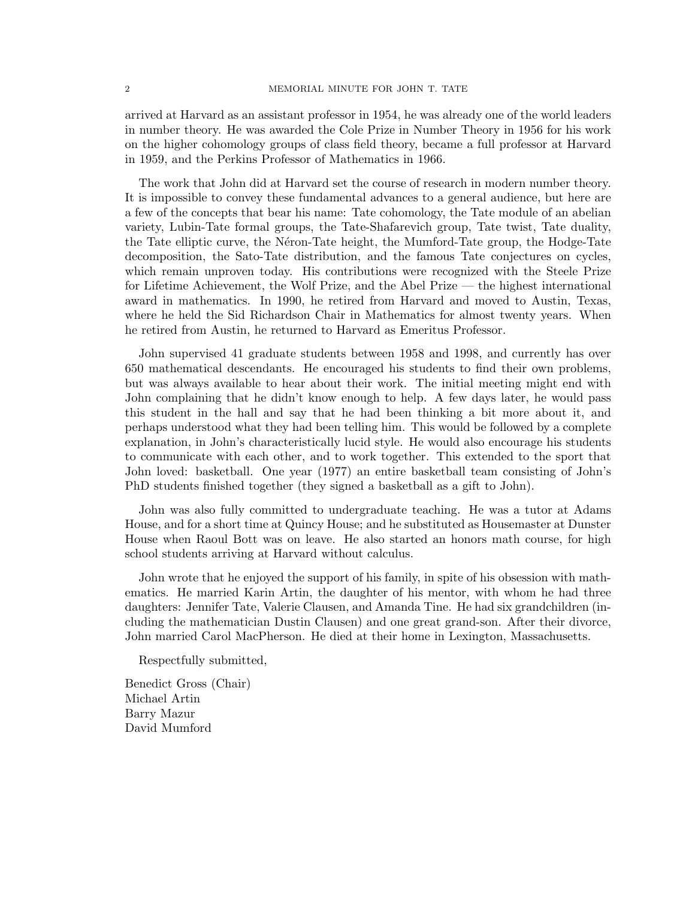arrived at Harvard as an assistant professor in 1954, he was already one of the world leaders in number theory. He was awarded the Cole Prize in Number Theory in 1956 for his work on the higher cohomology groups of class field theory, became a full professor at Harvard in 1959, and the Perkins Professor of Mathematics in 1966.

The work that John did at Harvard set the course of research in modern number theory. It is impossible to convey these fundamental advances to a general audience, but here are a few of the concepts that bear his name: Tate cohomology, the Tate module of an abelian variety, Lubin-Tate formal groups, the Tate-Shafarevich group, Tate twist, Tate duality, the Tate elliptic curve, the Néron-Tate height, the Mumford-Tate group, the Hodge-Tate decomposition, the Sato-Tate distribution, and the famous Tate conjectures on cycles, which remain unproven today. His contributions were recognized with the Steele Prize for Lifetime Achievement, the Wolf Prize, and the Abel Prize — the highest international award in mathematics. In 1990, he retired from Harvard and moved to Austin, Texas, where he held the Sid Richardson Chair in Mathematics for almost twenty years. When he retired from Austin, he returned to Harvard as Emeritus Professor.

John supervised 41 graduate students between 1958 and 1998, and currently has over 650 mathematical descendants. He encouraged his students to find their own problems, but was always available to hear about their work. The initial meeting might end with John complaining that he didn't know enough to help. A few days later, he would pass this student in the hall and say that he had been thinking a bit more about it, and perhaps understood what they had been telling him. This would be followed by a complete explanation, in John's characteristically lucid style. He would also encourage his students to communicate with each other, and to work together. This extended to the sport that John loved: basketball. One year (1977) an entire basketball team consisting of John's PhD students finished together (they signed a basketball as a gift to John).

John was also fully committed to undergraduate teaching. He was a tutor at Adams House, and for a short time at Quincy House; and he substituted as Housemaster at Dunster House when Raoul Bott was on leave. He also started an honors math course, for high school students arriving at Harvard without calculus.

John wrote that he enjoyed the support of his family, in spite of his obsession with mathematics. He married Karin Artin, the daughter of his mentor, with whom he had three daughters: Jennifer Tate, Valerie Clausen, and Amanda Tine. He had six grandchildren (including the mathematician Dustin Clausen) and one great grand-son. After their divorce, John married Carol MacPherson. He died at their home in Lexington, Massachusetts.

Respectfully submitted,

Benedict Gross (Chair)
Michael Artin
Barry Mazur
David Mumford